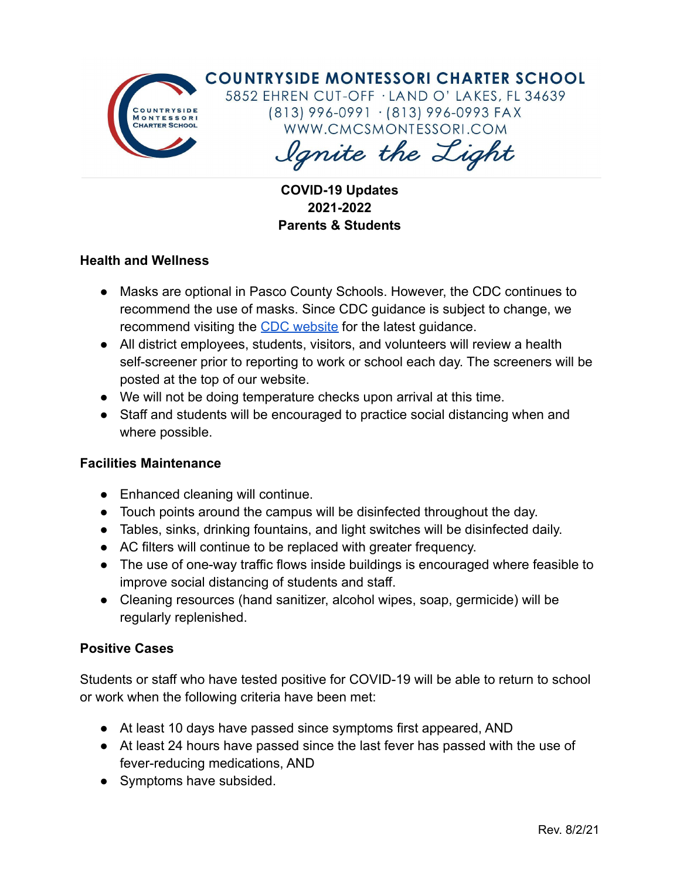COUNTRYSIDE MONTESSORI CHARTER SCHOOL
5852 EHREN CUT-OFF · LAND O' LAKES, FL 34639
(813) 996-0991 · (813) 996-0993 FAX
WWW.CMCSMONTESSORI.COM
*Ignite the Light*

**COVID-19 Updates**
**2021-2022**
**Parents & Students**

### Health and Wellness

- Masks are optional in Pasco County Schools. However, the CDC continues to recommend the use of masks. Since CDC guidance is subject to change, we recommend visiting the CDC website for the latest guidance.
- All district employees, students, visitors, and volunteers will review a health self-screener prior to reporting to work or school each day. The screeners will be posted at the top of our website.
- We will not be doing temperature checks upon arrival at this time.
- Staff and students will be encouraged to practice social distancing when and where possible.

### Facilities Maintenance

- Enhanced cleaning will continue.
- Touch points around the campus will be disinfected throughout the day.
- Tables, sinks, drinking fountains, and light switches will be disinfected daily.
- AC filters will continue to be replaced with greater frequency.
- The use of one-way traffic flows inside buildings is encouraged where feasible to improve social distancing of students and staff.
- Cleaning resources (hand sanitizer, alcohol wipes, soap, germicide) will be regularly replenished.

### Positive Cases

Students or staff who have tested positive for COVID-19 will be able to return to school or work when the following criteria have been met:

- At least 10 days have passed since symptoms first appeared, AND
- At least 24 hours have passed since the last fever has passed with the use of fever-reducing medications, AND
- Symptoms have subsided.

Rev. 8/2/21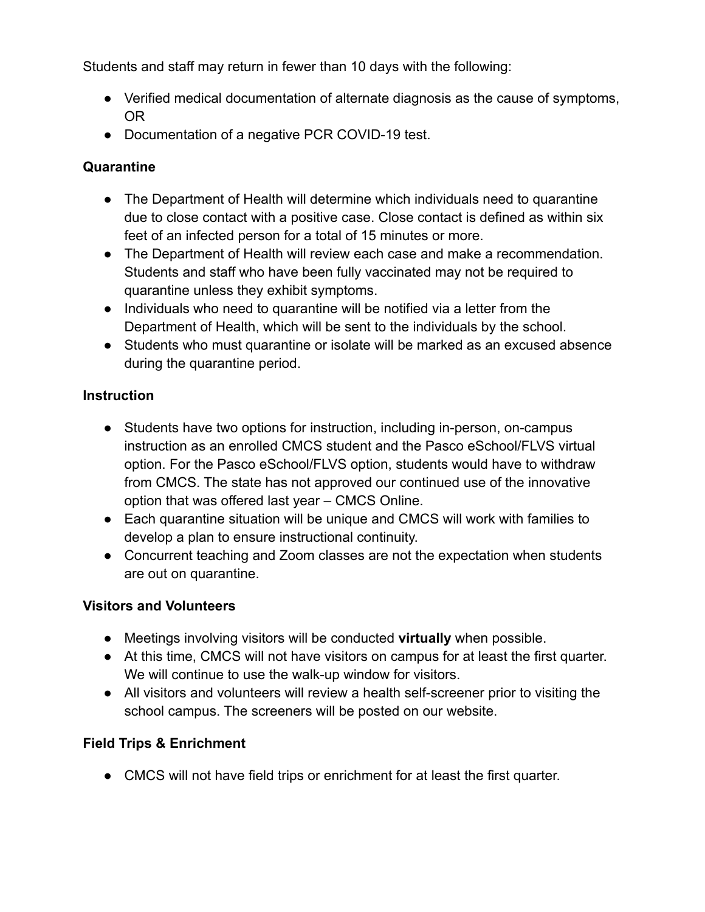Students and staff may return in fewer than 10 days with the following:

- Verified medical documentation of alternate diagnosis as the cause of symptoms, OR
- Documentation of a negative PCR COVID-19 test.

**Quarantine**

- The Department of Health will determine which individuals need to quarantine due to close contact with a positive case. Close contact is defined as within six feet of an infected person for a total of 15 minutes or more.
- The Department of Health will review each case and make a recommendation. Students and staff who have been fully vaccinated may not be required to quarantine unless they exhibit symptoms.
- Individuals who need to quarantine will be notified via a letter from the Department of Health, which will be sent to the individuals by the school.
- Students who must quarantine or isolate will be marked as an excused absence during the quarantine period.

**Instruction**

- Students have two options for instruction, including in-person, on-campus instruction as an enrolled CMCS student and the Pasco eSchool/FLVS virtual option. For the Pasco eSchool/FLVS option, students would have to withdraw from CMCS. The state has not approved our continued use of the innovative option that was offered last year – CMCS Online.
- Each quarantine situation will be unique and CMCS will work with families to develop a plan to ensure instructional continuity.
- Concurrent teaching and Zoom classes are not the expectation when students are out on quarantine.

**Visitors and Volunteers**

- Meetings involving visitors will be conducted **virtually** when possible.
- At this time, CMCS will not have visitors on campus for at least the first quarter. We will continue to use the walk-up window for visitors.
- All visitors and volunteers will review a health self-screener prior to visiting the school campus. The screeners will be posted on our website.

**Field Trips & Enrichment**

- CMCS will not have field trips or enrichment for at least the first quarter.